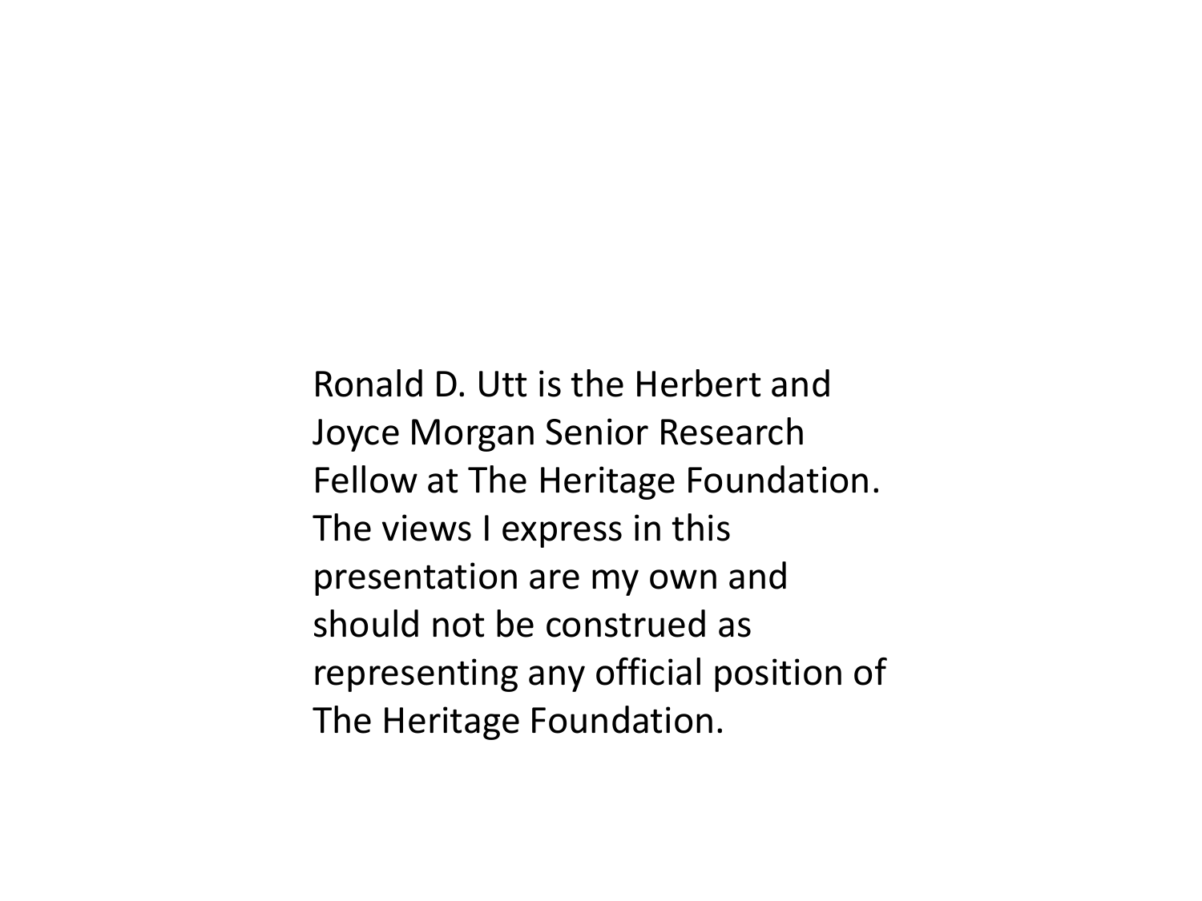Ronald D. Utt is the Herbert and Joyce Morgan Senior Research Fellow at The Heritage Foundation. The views I express in this presentation are my own and should not be construed as representing any official position of The Heritage Foundation.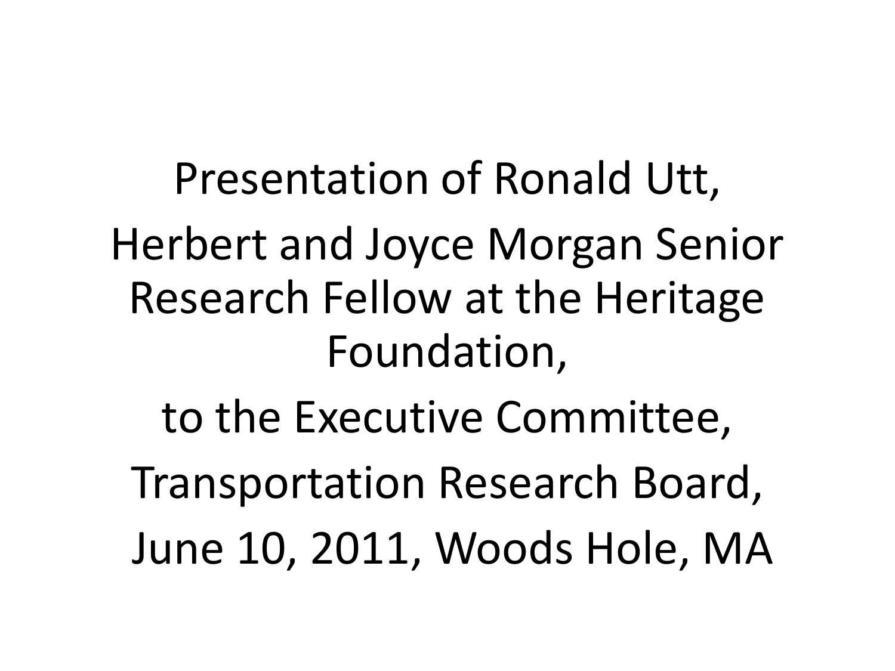Presentation of Ronald Utt,

Herbert and Joyce Morgan Senior Research Fellow at the Heritage Foundation,

to the Executive Committee,

Transportation Research Board,

June 10, 2011, Woods Hole, MA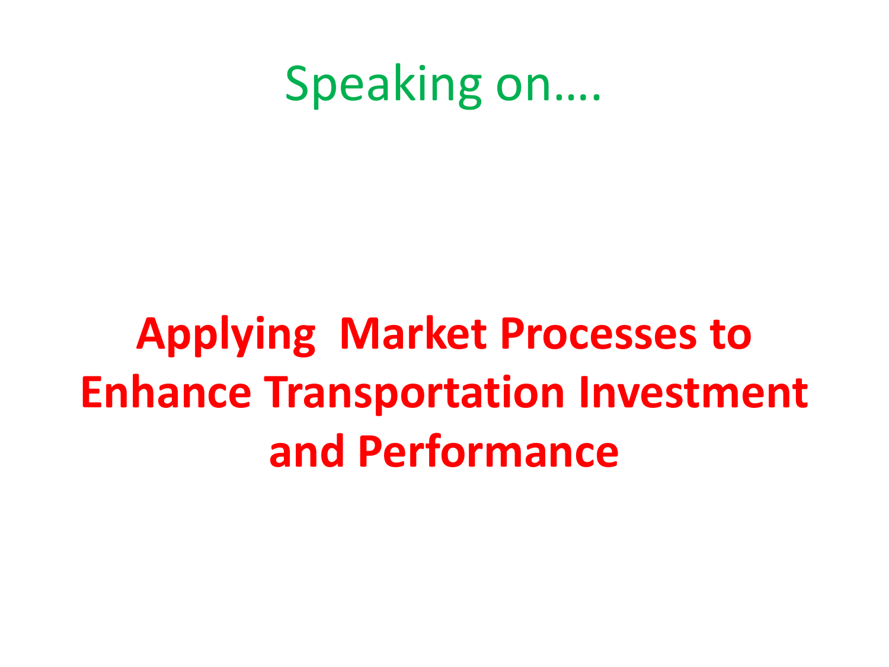Speaking on….

# Applying Market Processes to Enhance Transportation Investment and Performance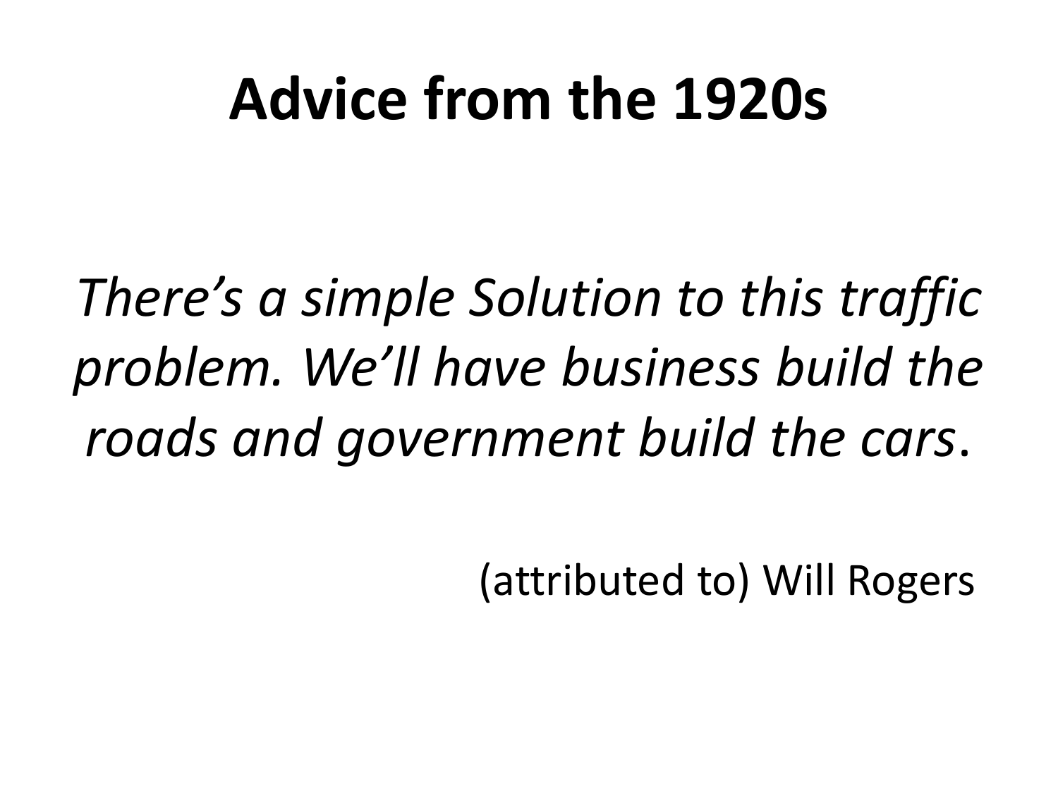# Advice from the 1920s

*There's a simple Solution to this traffic problem. We'll have business build the roads and government build the cars*.

(attributed to) Will Rogers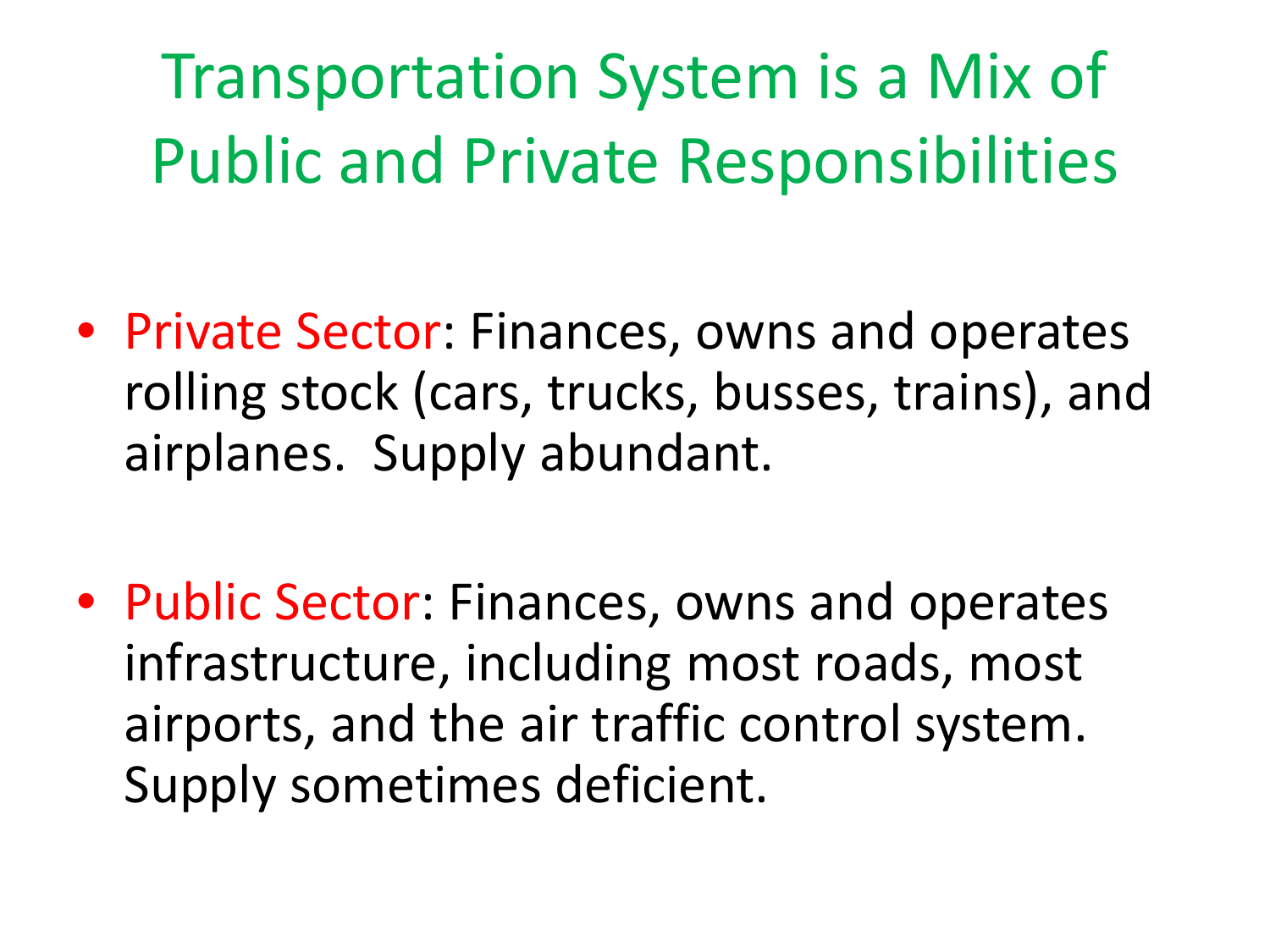# Transportation System is a Mix of Public and Private Responsibilities

- Private Sector: Finances, owns and operates rolling stock (cars, trucks, busses, trains), and airplanes. Supply abundant.

- Public Sector: Finances, owns and operates infrastructure, including most roads, most airports, and the air traffic control system. Supply sometimes deficient.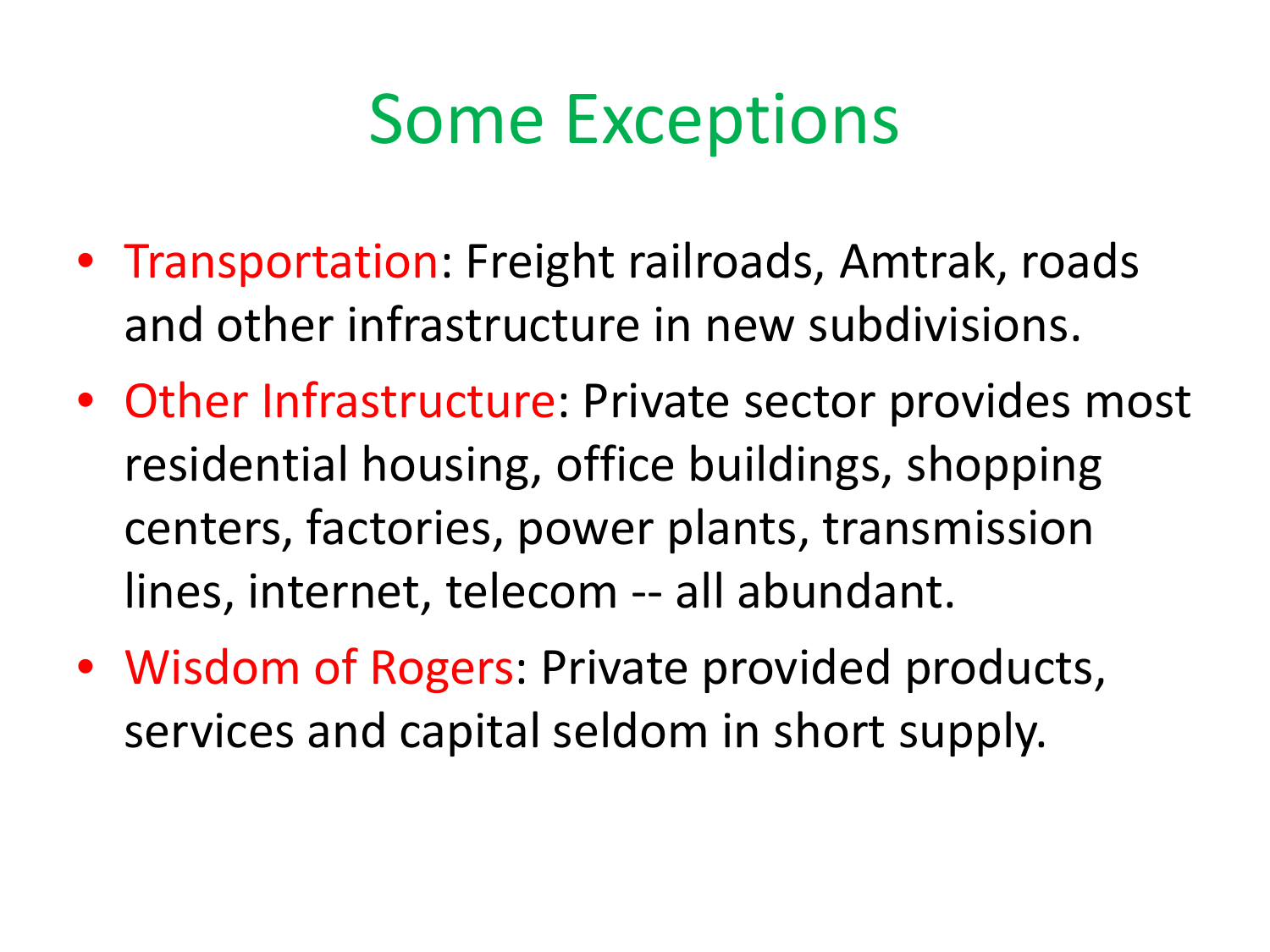# Some Exceptions

- Transportation: Freight railroads, Amtrak, roads and other infrastructure in new subdivisions.
- Other Infrastructure: Private sector provides most residential housing, office buildings, shopping centers, factories, power plants, transmission lines, internet, telecom -- all abundant.
- Wisdom of Rogers: Private provided products, services and capital seldom in short supply.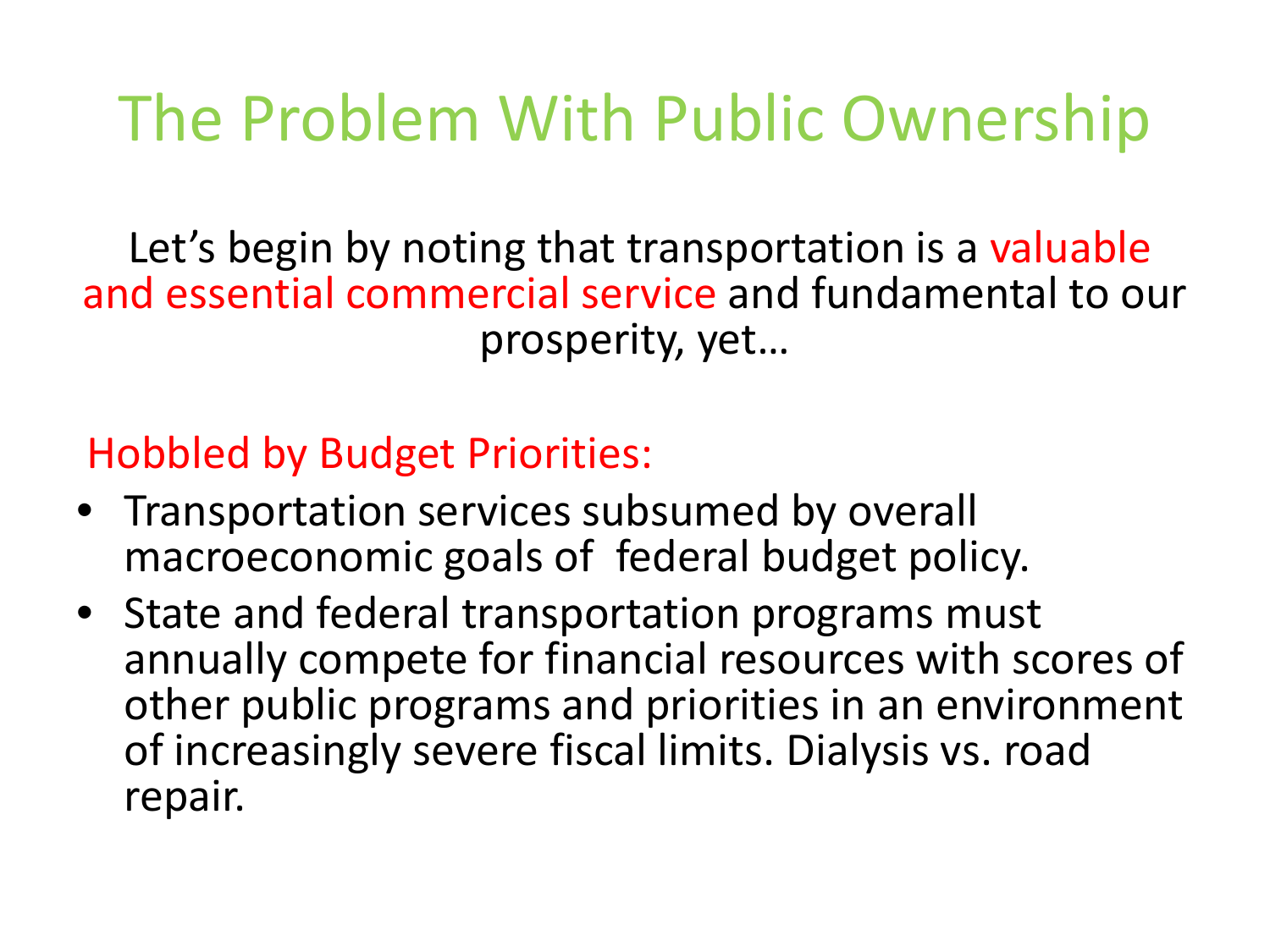# The Problem With Public Ownership

Let's begin by noting that transportation is a valuable and essential commercial service and fundamental to our prosperity, yet…

Hobbled by Budget Priorities:

- Transportation services subsumed by overall macroeconomic goals of federal budget policy.
- State and federal transportation programs must annually compete for financial resources with scores of other public programs and priorities in an environment of increasingly severe fiscal limits. Dialysis vs. road repair.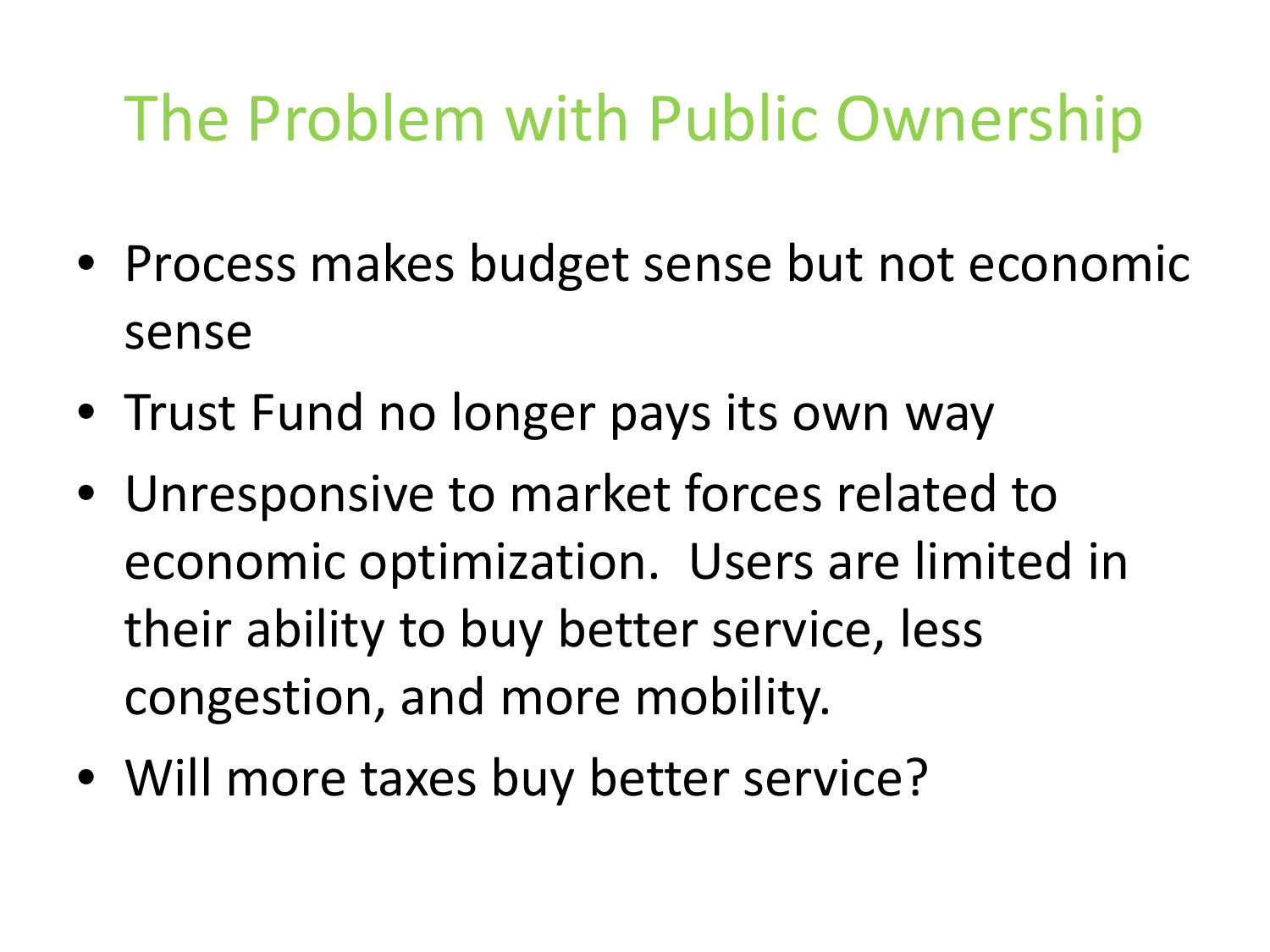# The Problem with Public Ownership

- Process makes budget sense but not economic sense
- Trust Fund no longer pays its own way
- Unresponsive to market forces related to economic optimization. Users are limited in their ability to buy better service, less congestion, and more mobility.
- Will more taxes buy better service?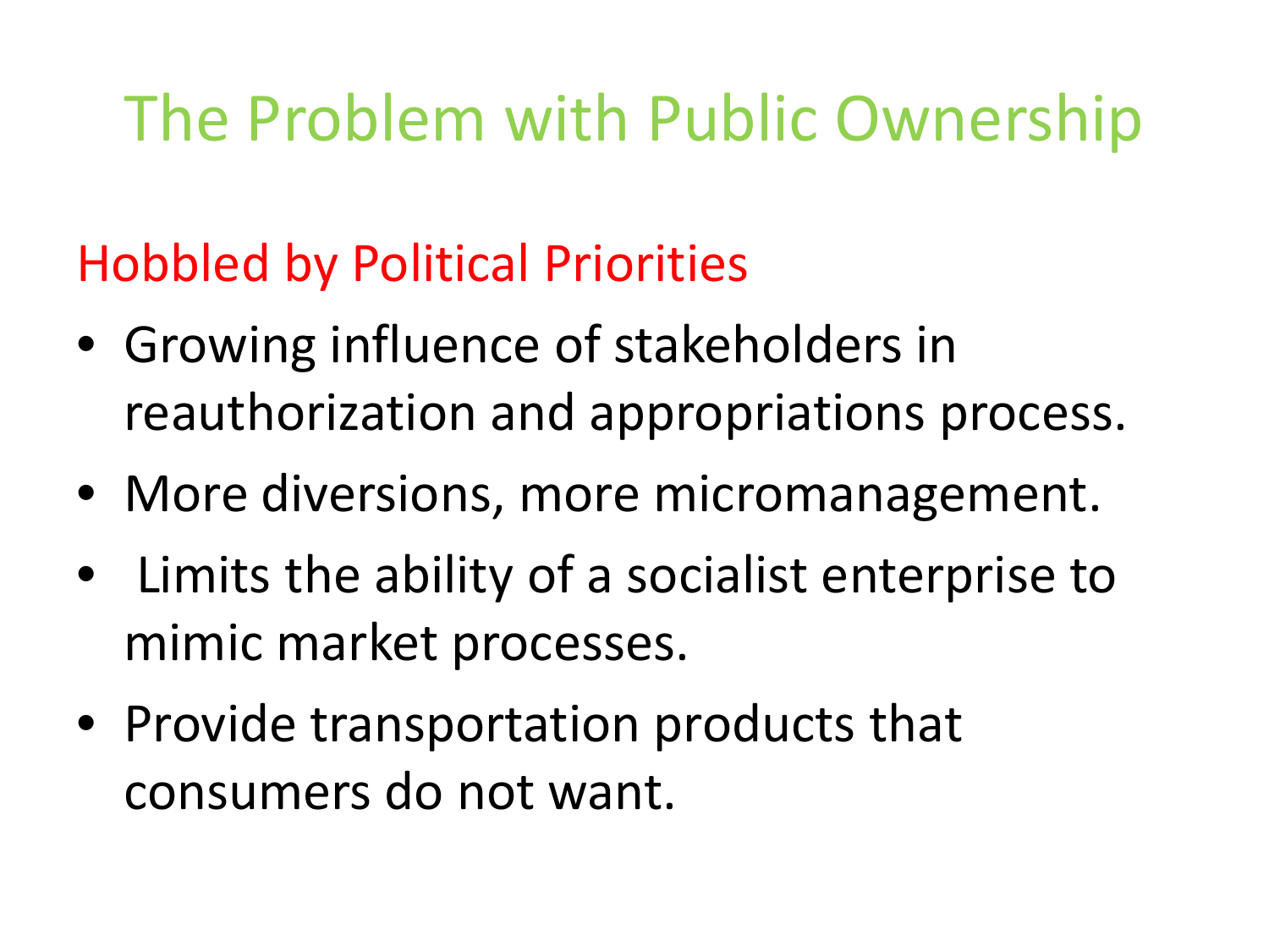# The Problem with Public Ownership

## Hobbled by Political Priorities

- Growing influence of stakeholders in reauthorization and appropriations process.
- More diversions, more micromanagement.
- Limits the ability of a socialist enterprise to mimic market processes.
- Provide transportation products that consumers do not want.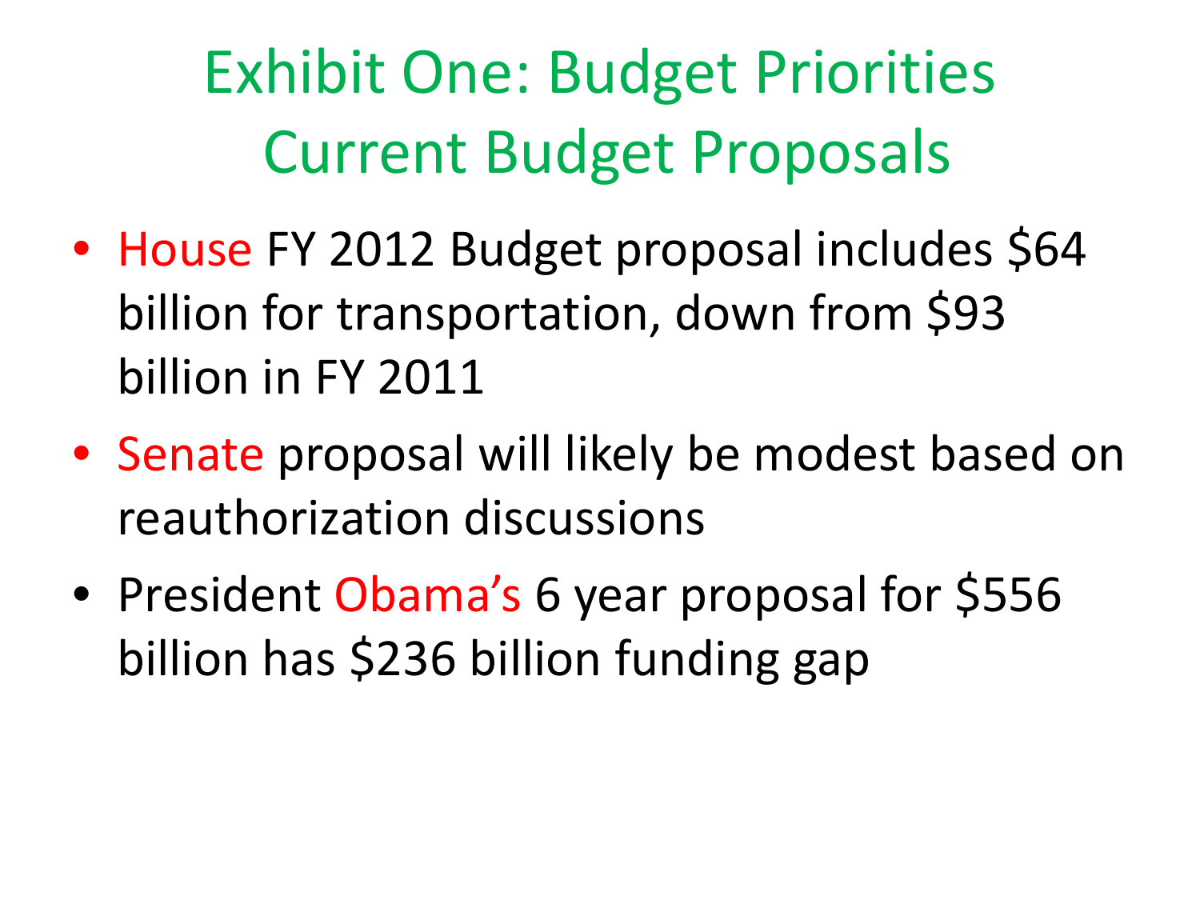# Exhibit One: Budget Priorities
# Current Budget Proposals

- House FY 2012 Budget proposal includes $64 billion for transportation, down from $93 billion in FY 2011
- Senate proposal will likely be modest based on reauthorization discussions
- President Obama's 6 year proposal for $556 billion has $236 billion funding gap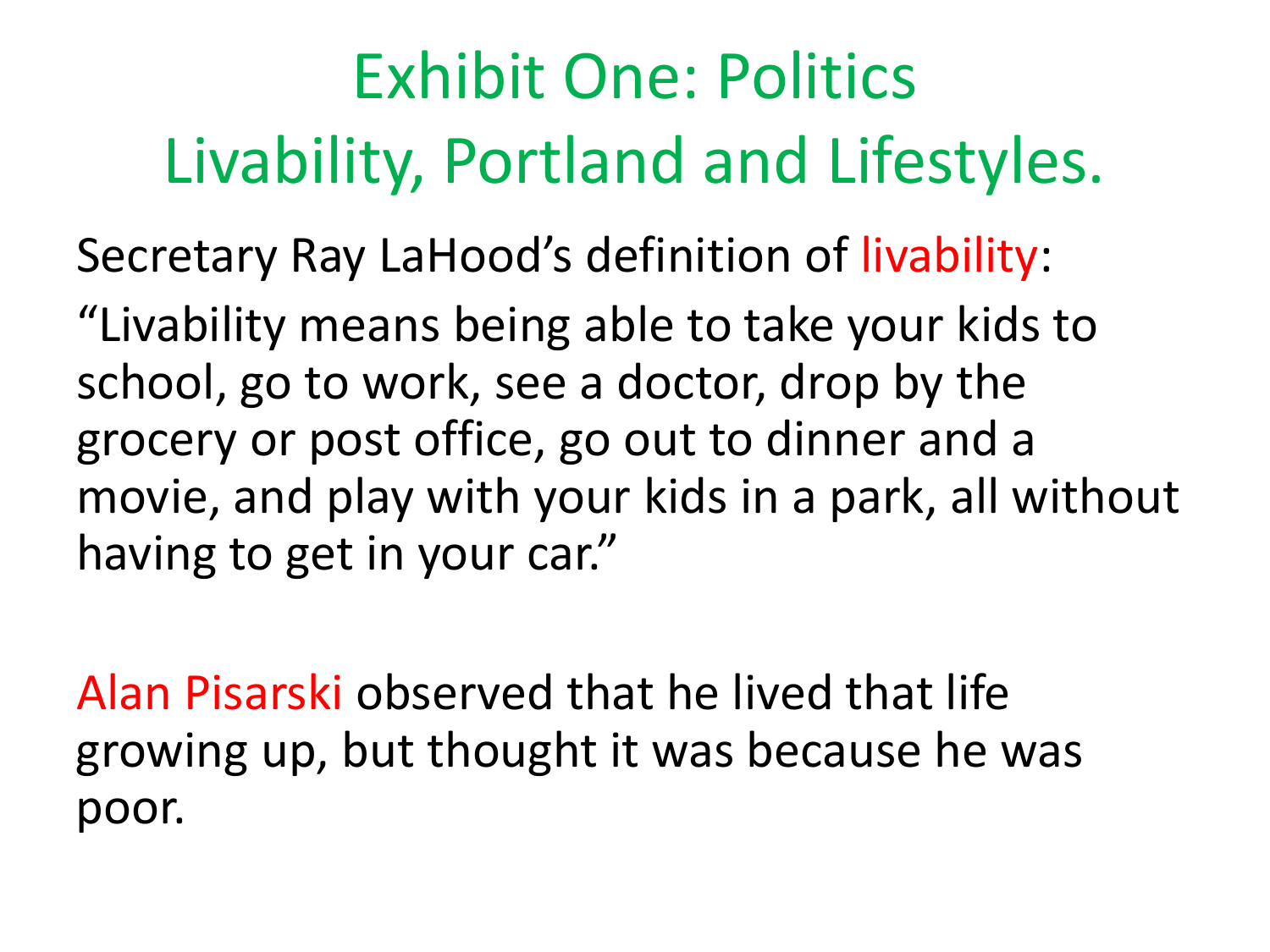# Exhibit One: Politics
# Livability, Portland and Lifestyles.

Secretary Ray LaHood's definition of livability:

"Livability means being able to take your kids to school, go to work, see a doctor, drop by the grocery or post office, go out to dinner and a movie, and play with your kids in a park, all without having to get in your car."

Alan Pisarski observed that he lived that life growing up, but thought it was because he was poor.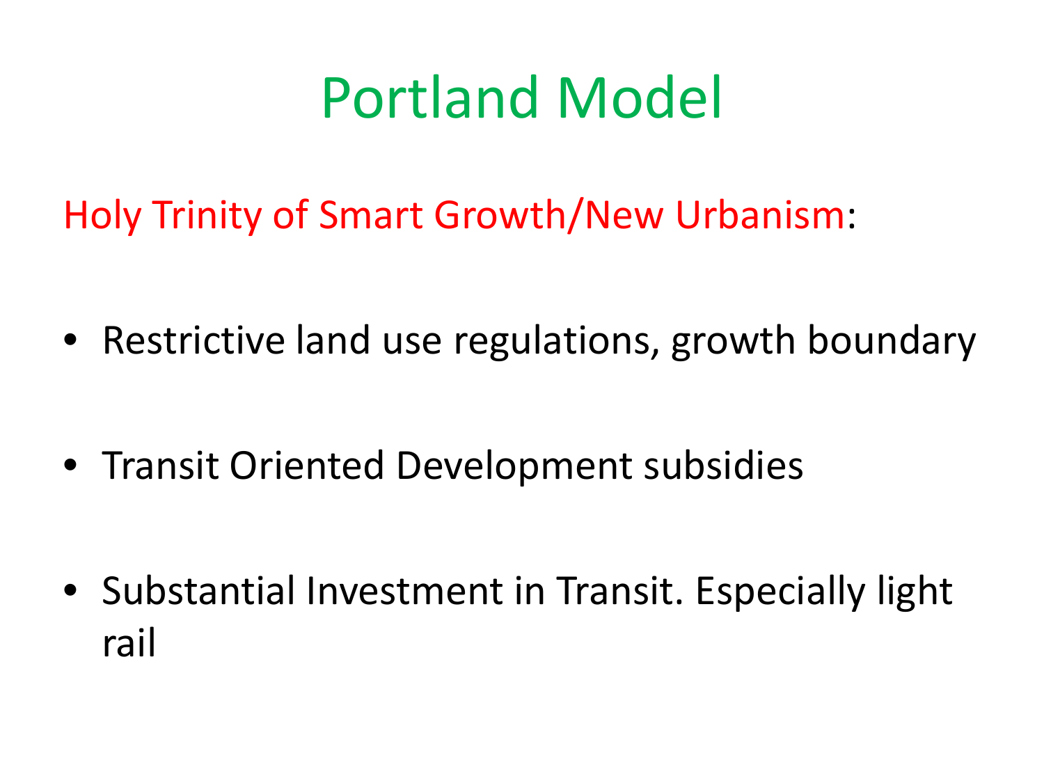# Portland Model

Holy Trinity of Smart Growth/New Urbanism:

- Restrictive land use regulations, growth boundary
- Transit Oriented Development subsidies
- Substantial Investment in Transit. Especially light rail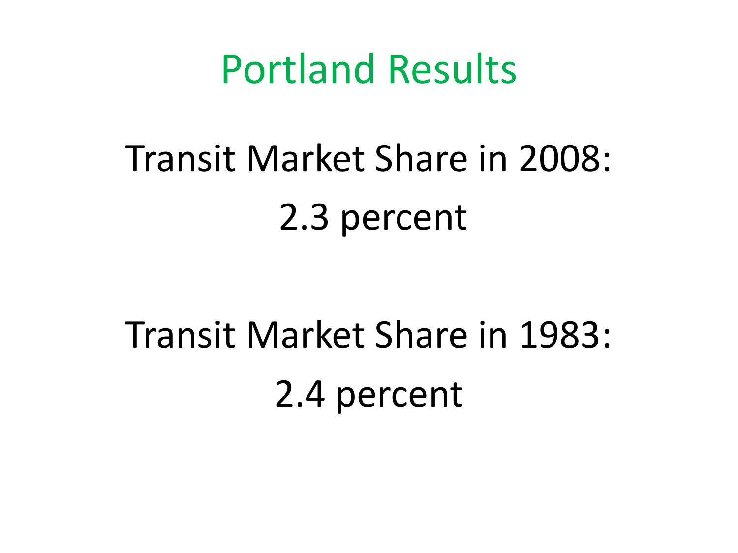# Portland Results

Transit Market Share in 2008:
2.3 percent

Transit Market Share in 1983:
2.4 percent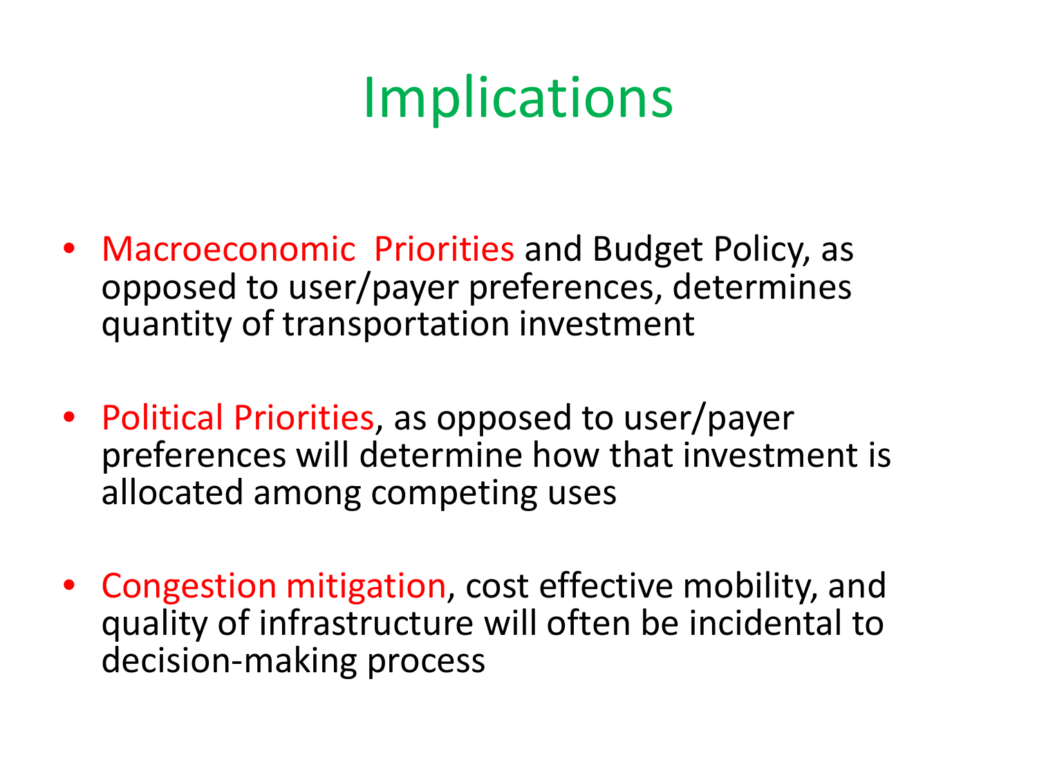# Implications

- Macroeconomic  Priorities and Budget Policy, as opposed to user/payer preferences, determines quantity of transportation investment
- Political Priorities, as opposed to user/payer preferences will determine how that investment is allocated among competing uses
- Congestion mitigation, cost effective mobility, and quality of infrastructure will often be incidental to decision-making process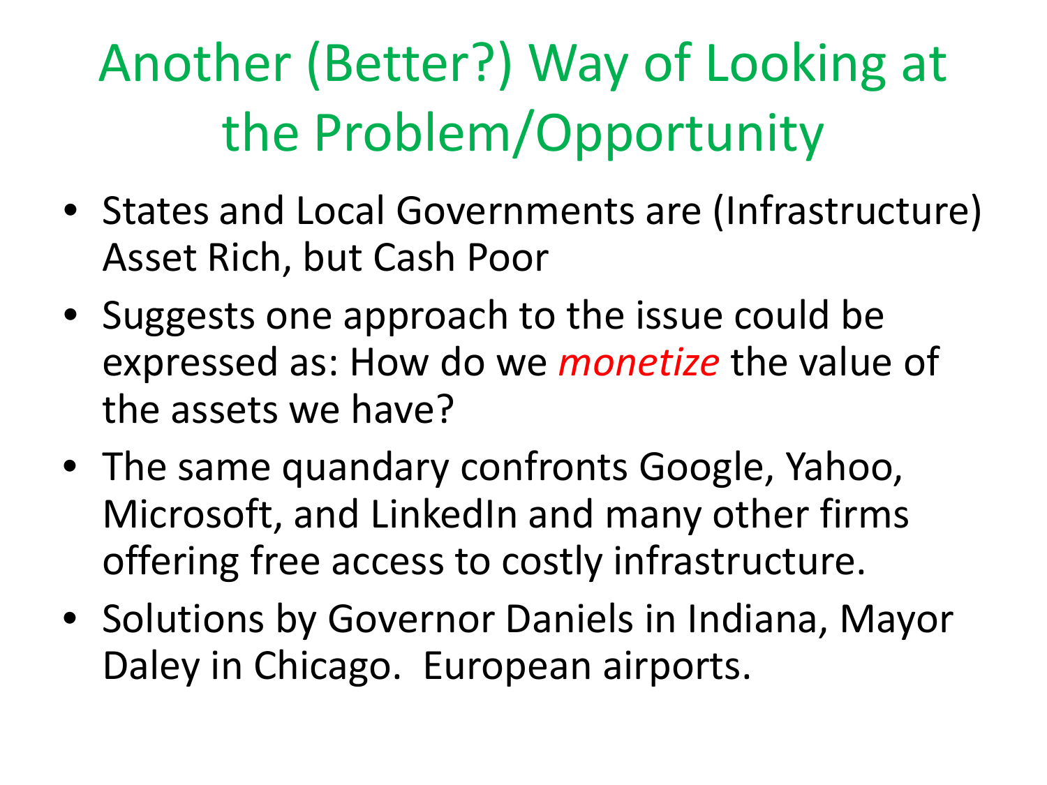# Another (Better?) Way of Looking at the Problem/Opportunity

- States and Local Governments are (Infrastructure) Asset Rich, but Cash Poor
- Suggests one approach to the issue could be expressed as: How do we *monetize* the value of the assets we have?
- The same quandary confronts Google, Yahoo, Microsoft, and LinkedIn and many other firms offering free access to costly infrastructure.
- Solutions by Governor Daniels in Indiana, Mayor Daley in Chicago. European airports.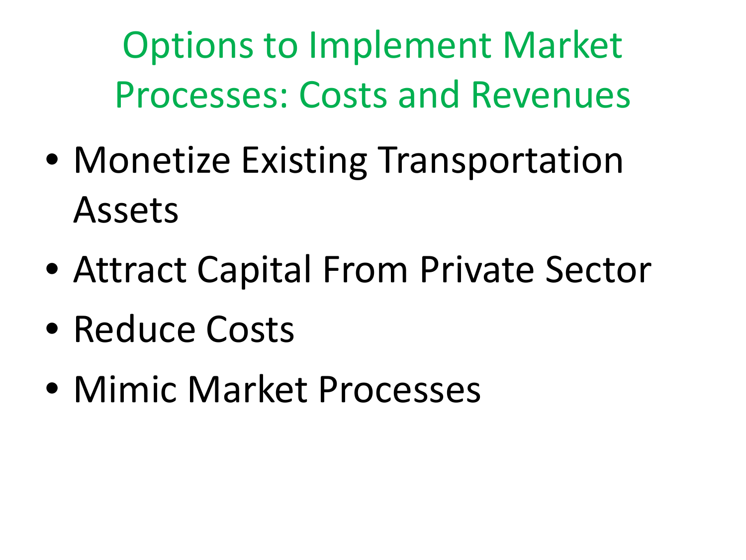# Options to Implement Market Processes: Costs and Revenues

- Monetize Existing Transportation Assets
- Attract Capital From Private Sector
- Reduce Costs
- Mimic Market Processes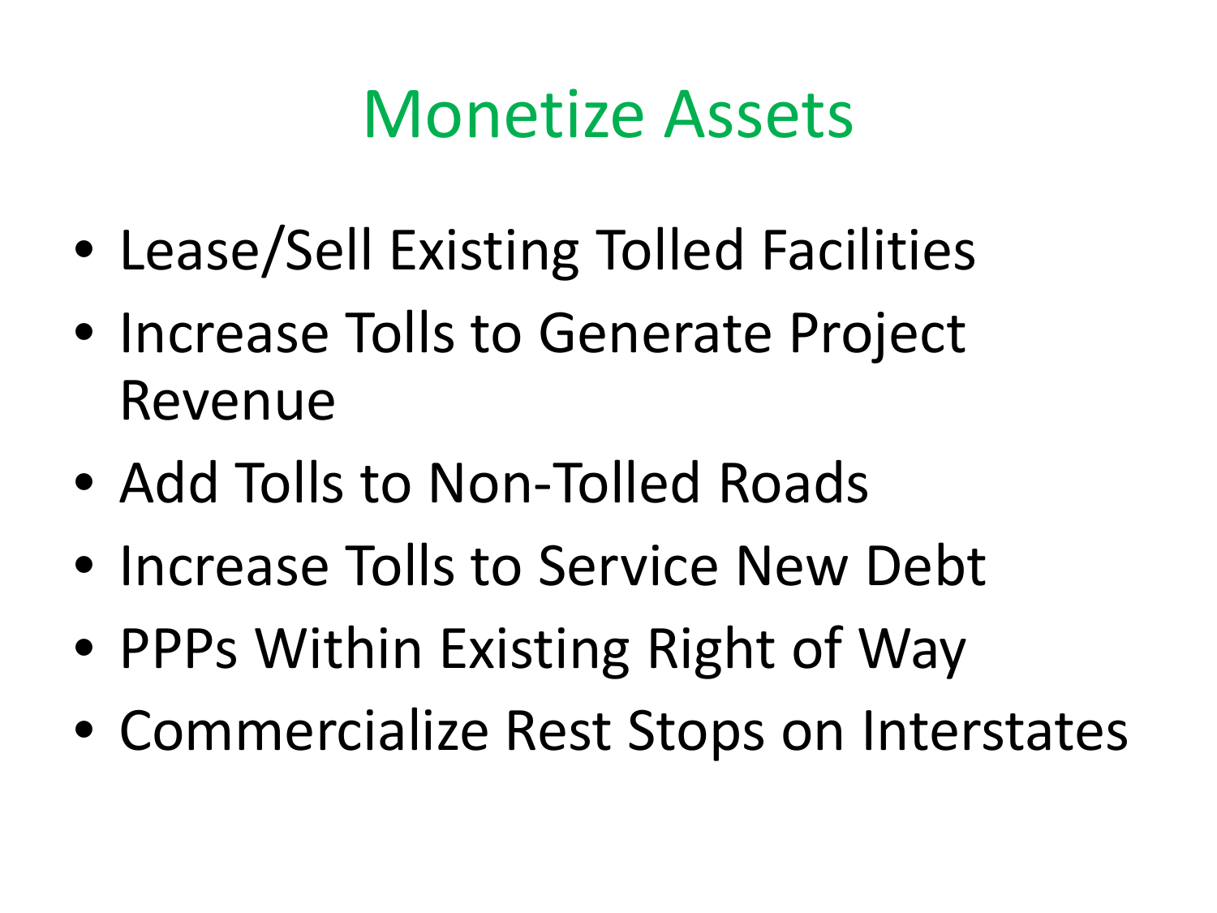# Monetize Assets

- Lease/Sell Existing Tolled Facilities
- Increase Tolls to Generate Project Revenue
- Add Tolls to Non-Tolled Roads
- Increase Tolls to Service New Debt
- PPPs Within Existing Right of Way
- Commercialize Rest Stops on Interstates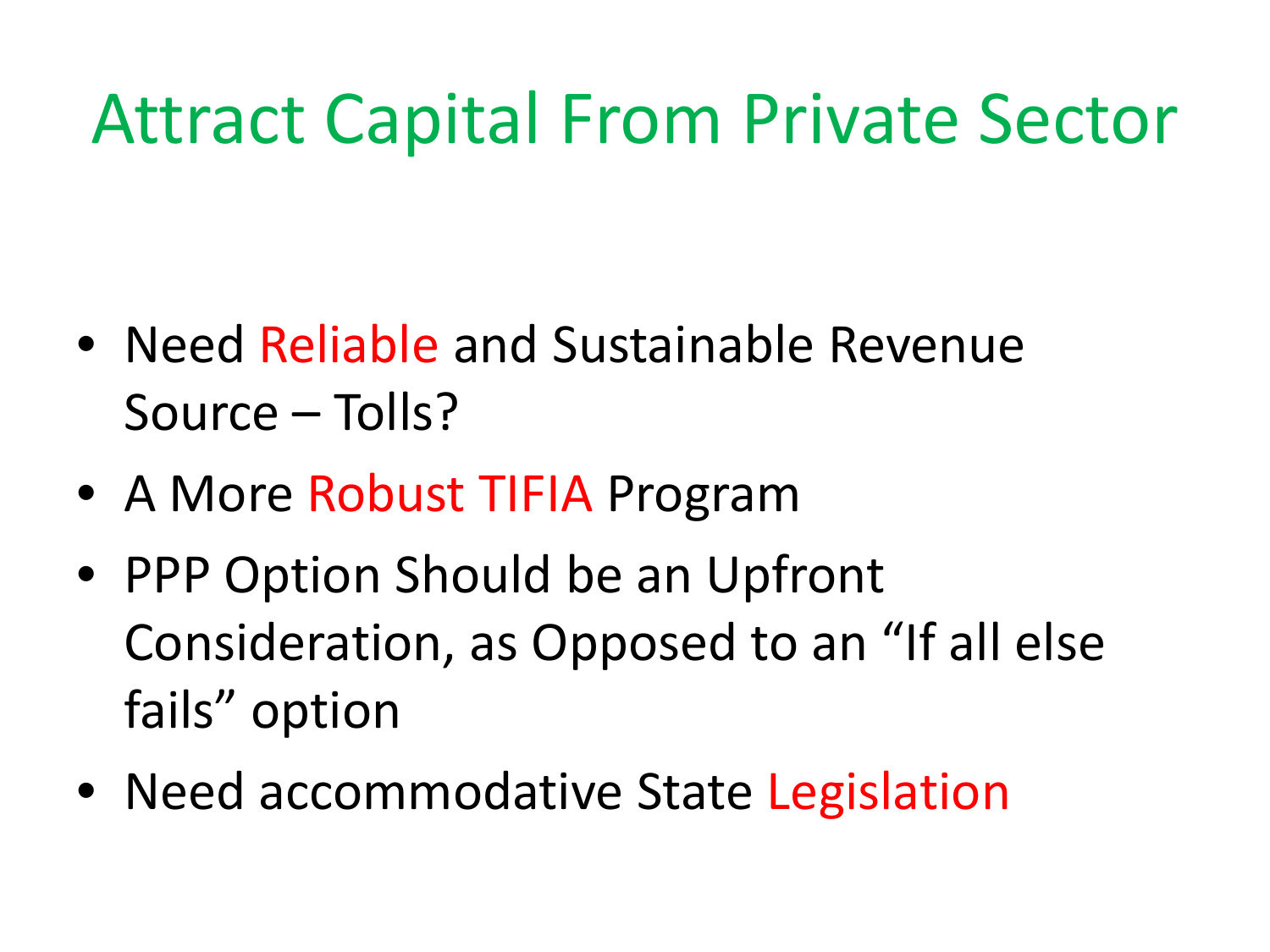# Attract Capital From Private Sector

- Need Reliable and Sustainable Revenue Source – Tolls?
- A More Robust TIFIA Program
- PPP Option Should be an Upfront Consideration, as Opposed to an “If all else fails” option
- Need accommodative State Legislation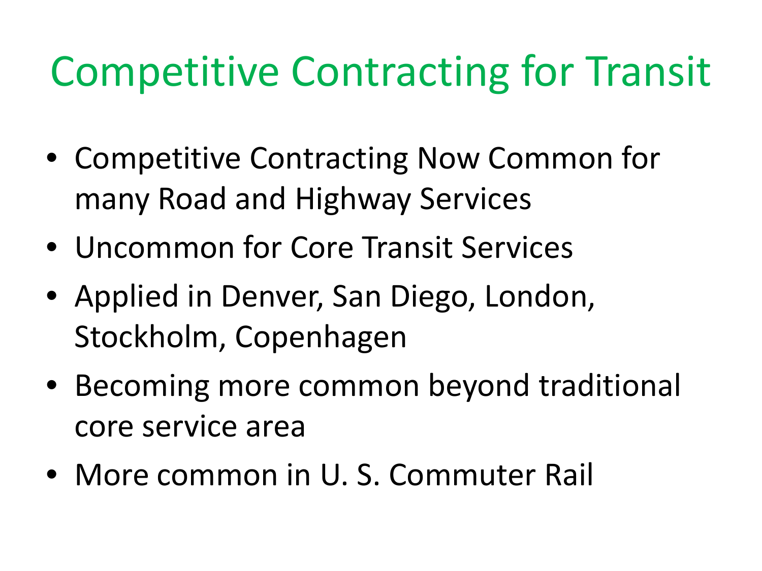# Competitive Contracting for Transit

- Competitive Contracting Now Common for many Road and Highway Services
- Uncommon for Core Transit Services
- Applied in Denver, San Diego, London, Stockholm, Copenhagen
- Becoming more common beyond traditional core service area
- More common in U. S. Commuter Rail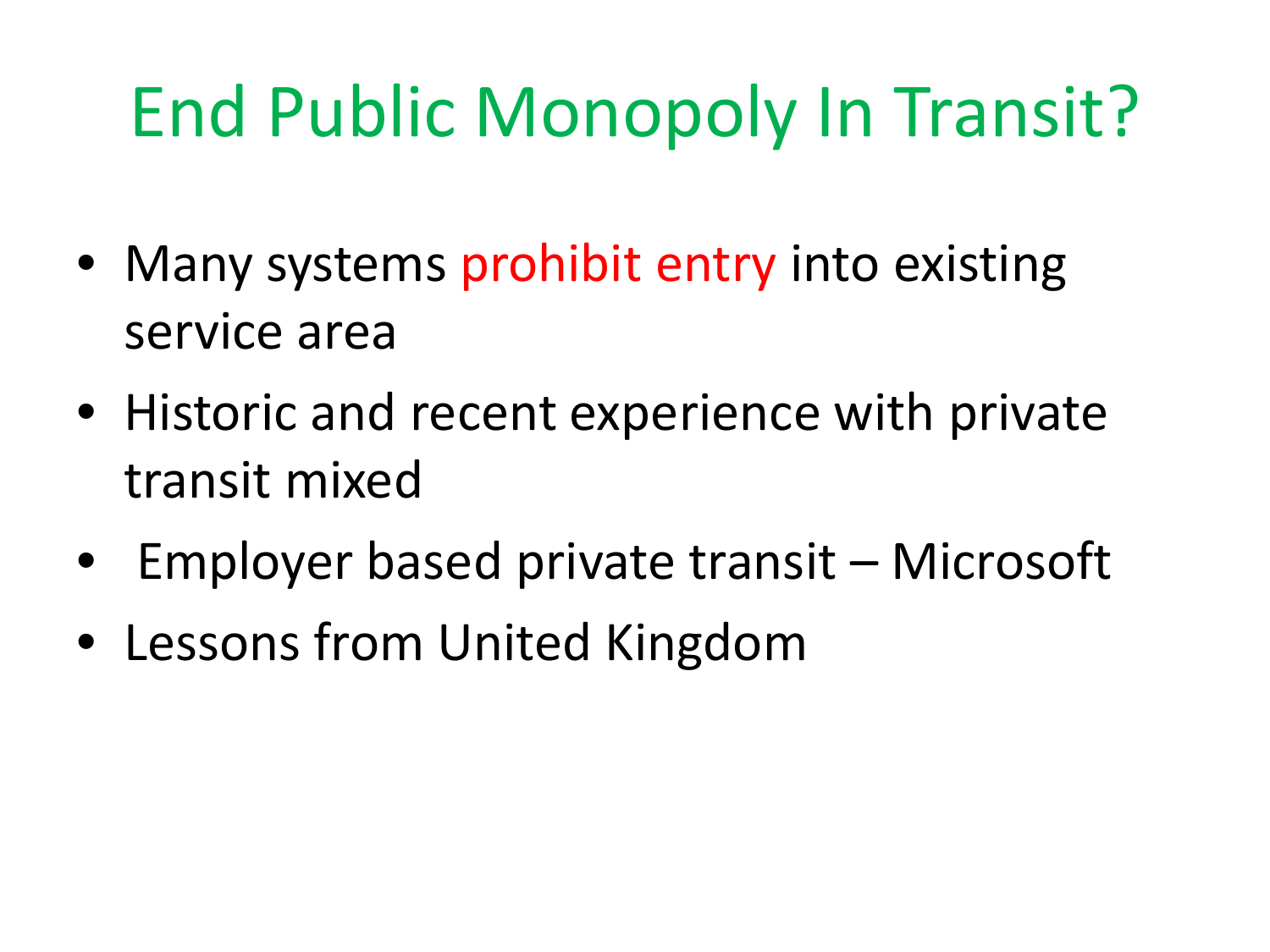# End Public Monopoly In Transit?

- Many systems prohibit entry into existing service area
- Historic and recent experience with private transit mixed
- Employer based private transit – Microsoft
- Lessons from United Kingdom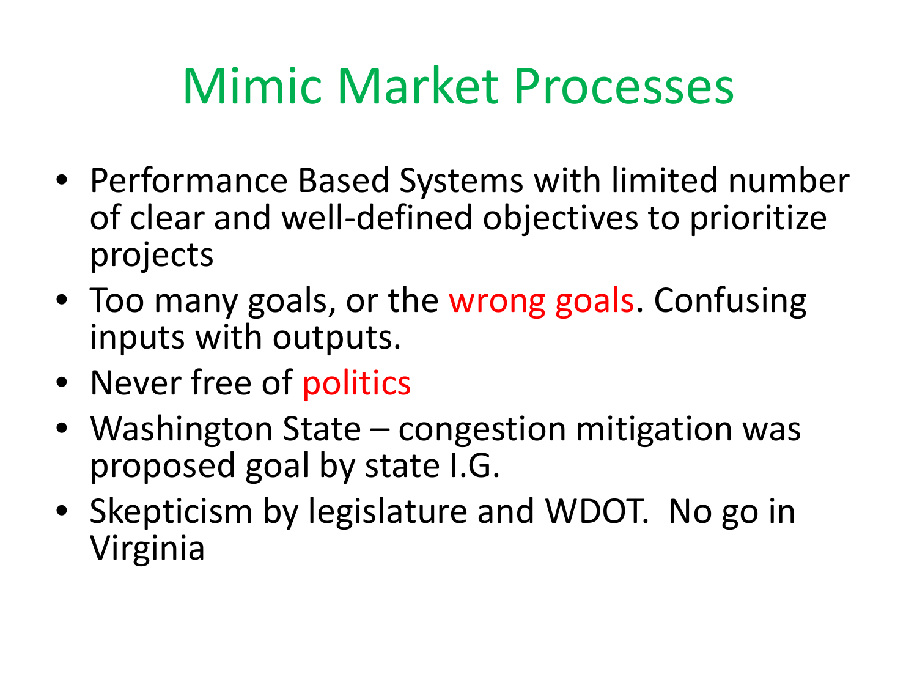# Mimic Market Processes

- Performance Based Systems with limited number of clear and well-defined objectives to prioritize projects
- Too many goals, or the wrong goals. Confusing inputs with outputs.
- Never free of politics
- Washington State – congestion mitigation was proposed goal by state I.G.
- Skepticism by legislature and WDOT. No go in Virginia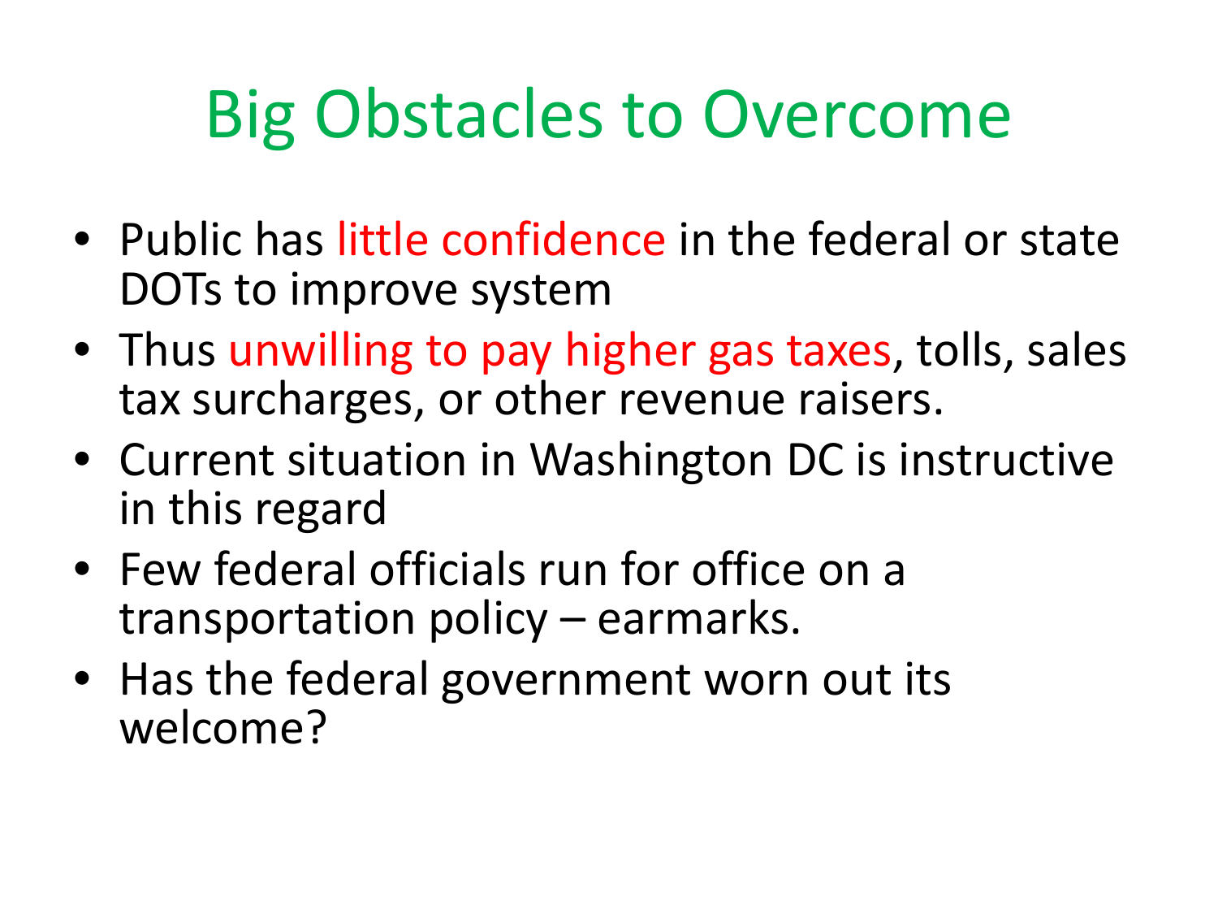# Big Obstacles to Overcome

- Public has little confidence in the federal or state DOTs to improve system
- Thus unwilling to pay higher gas taxes, tolls, sales tax surcharges, or other revenue raisers.
- Current situation in Washington DC is instructive in this regard
- Few federal officials run for office on a transportation policy – earmarks.
- Has the federal government worn out its welcome?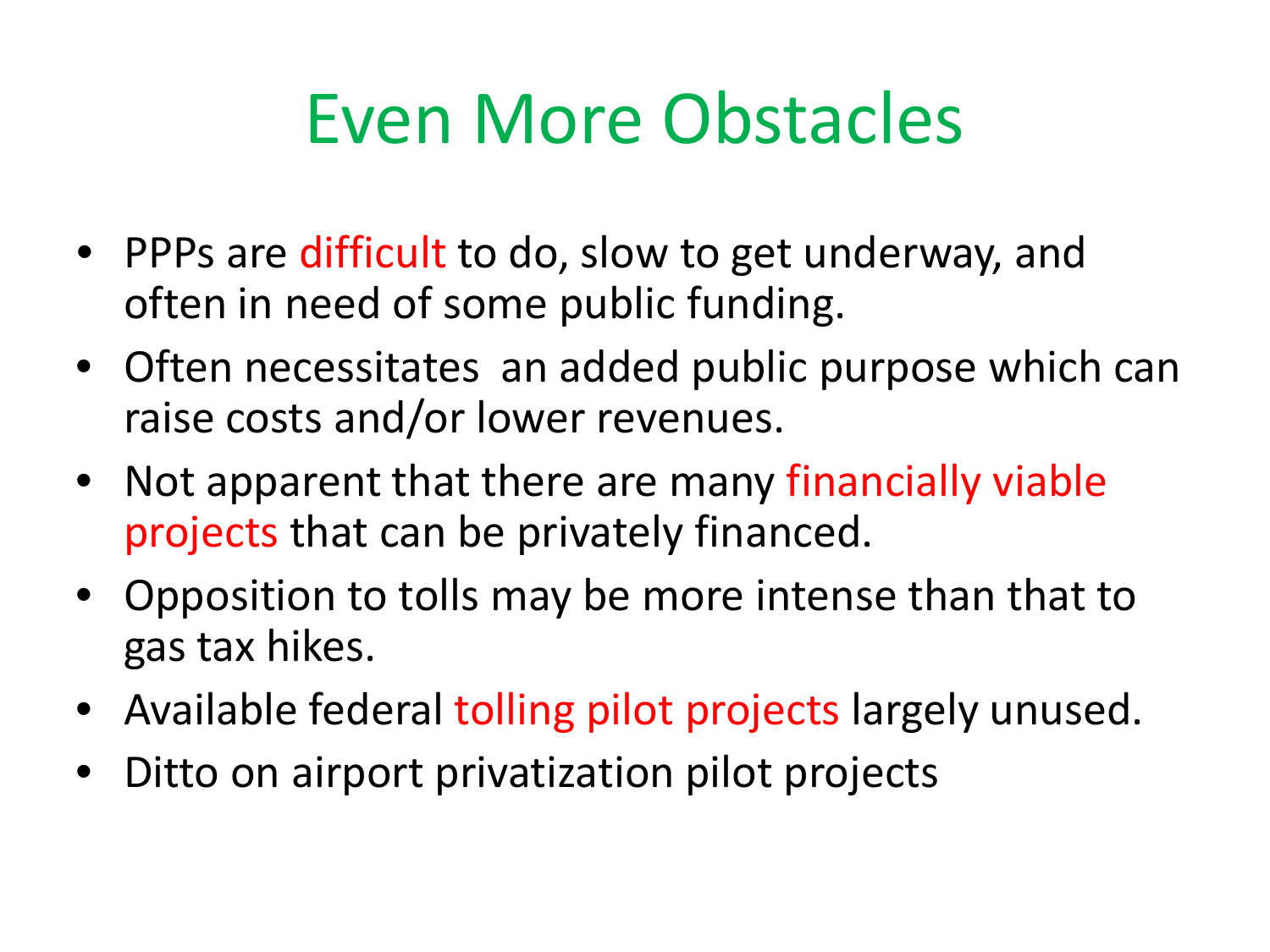# Even More Obstacles

- PPPs are difficult to do, slow to get underway, and often in need of some public funding.
- Often necessitates an added public purpose which can raise costs and/or lower revenues.
- Not apparent that there are many financially viable projects that can be privately financed.
- Opposition to tolls may be more intense than that to gas tax hikes.
- Available federal tolling pilot projects largely unused.
- Ditto on airport privatization pilot projects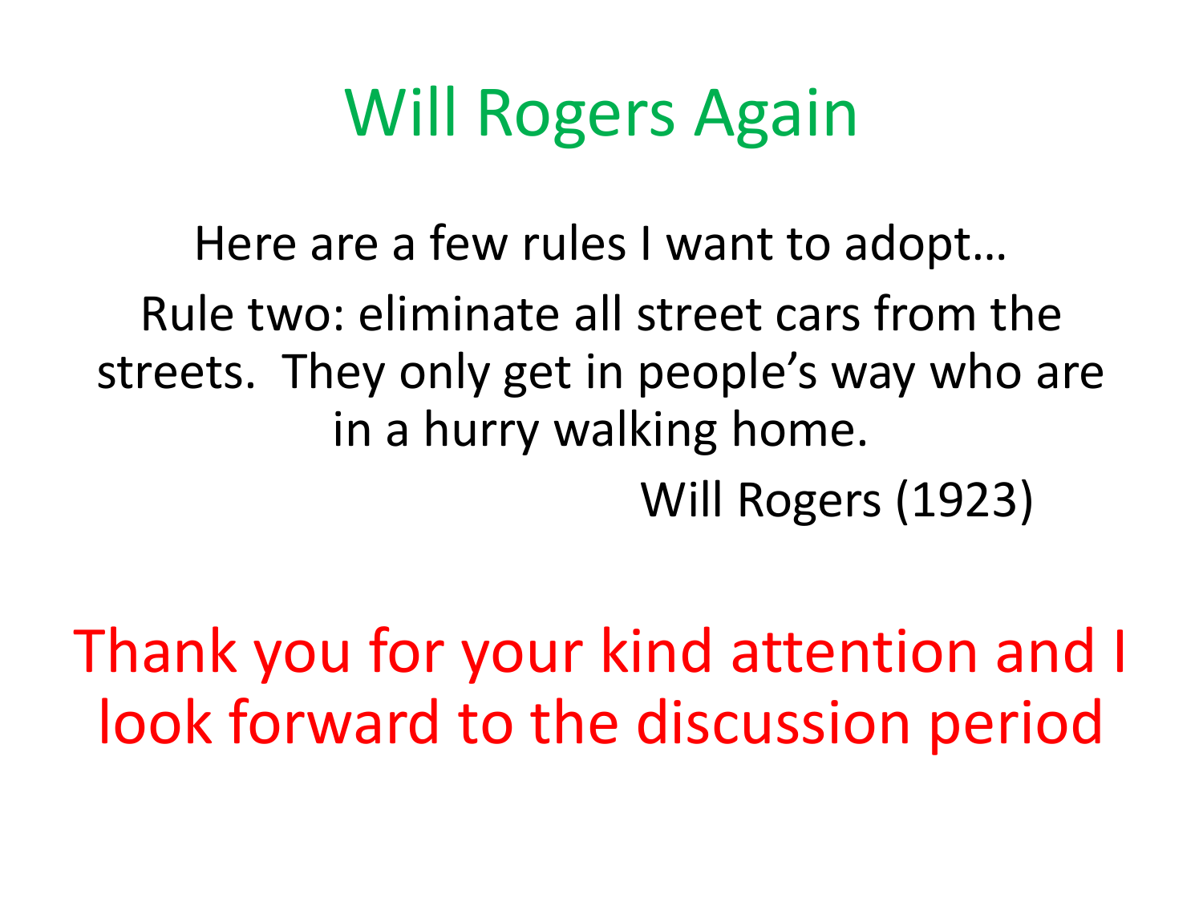# Will Rogers Again

Here are a few rules I want to adopt…

Rule two: eliminate all street cars from the streets. They only get in people's way who are in a hurry walking home.

Will Rogers (1923)

Thank you for your kind attention and I look forward to the discussion period